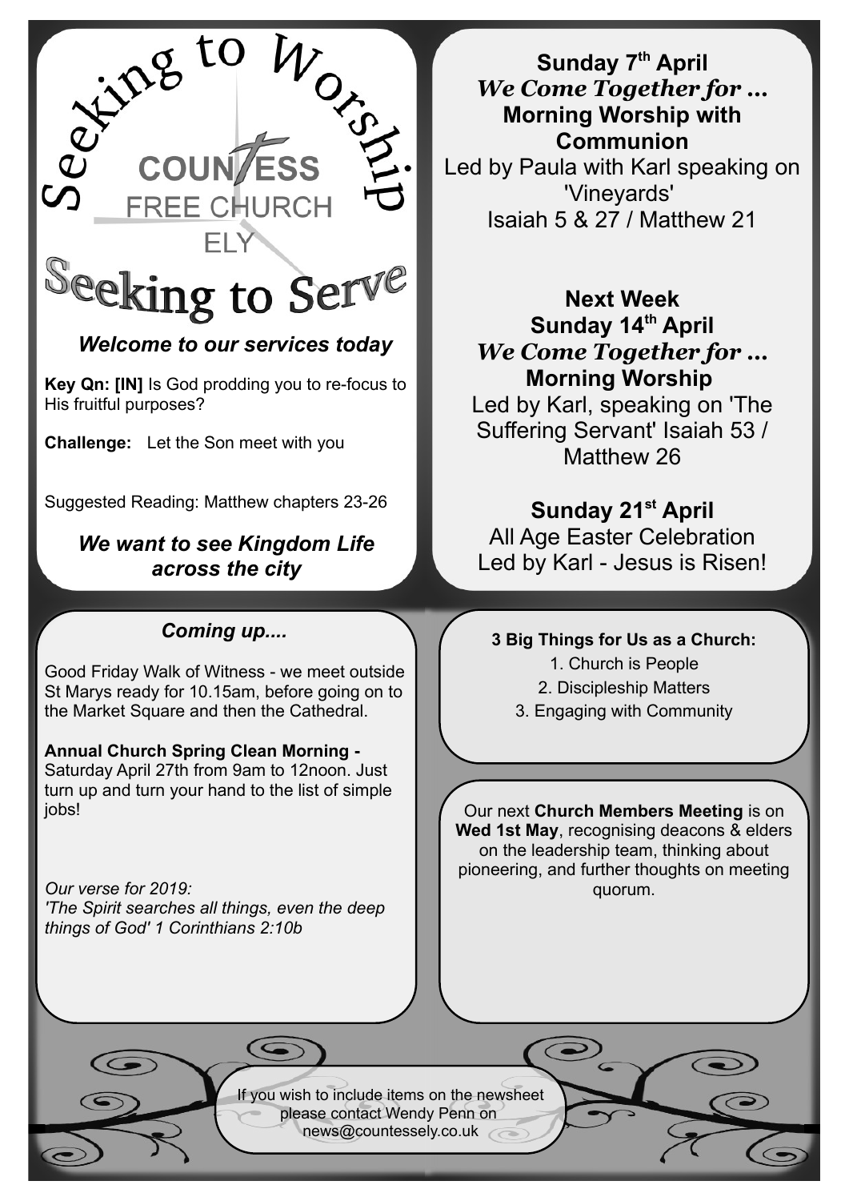# Seeking to Worship

**COUNTESS**
FREE CHURCH
ELY

# Seeking to Serve

***Welcome to our services today***

**Key Qn: [IN]** Is God prodding you to re-focus to His fruitful purposes?

**Challenge:** Let the Son meet with you

Suggested Reading: Matthew chapters 23-26

***We want to see Kingdom Life across the city***

**Sunday 7th April**
***We Come Together for …***
**Morning Worship with Communion**
Led by Paula with Karl speaking on 'Vineyards'
Isaiah 5 & 27 / Matthew 21

**Next Week**
**Sunday 14th April**
***We Come Together for …***
**Morning Worship**
Led by Karl, speaking on 'The Suffering Servant' Isaiah 53 / Matthew 26

**Sunday 21st April**
All Age Easter Celebration
Led by Karl - Jesus is Risen!

## *Coming up....*

Good Friday Walk of Witness - we meet outside St Marys ready for 10.15am, before going on to the Market Square and then the Cathedral.

**Annual Church Spring Clean Morning -** Saturday April 27th from 9am to 12noon. Just turn up and turn your hand to the list of simple jobs!

*Our verse for 2019:*
*'The Spirit searches all things, even the deep things of God' 1 Corinthians 2:10b*

**3 Big Things for Us as a Church:**

1. Church is People
2. Discipleship Matters
3. Engaging with Community

Our next **Church Members Meeting** is on **Wed 1st May**, recognising deacons & elders on the leadership team, thinking about pioneering, and further thoughts on meeting quorum.

If you wish to include items on the newsheet please contact Wendy Penn on news@countessely.co.uk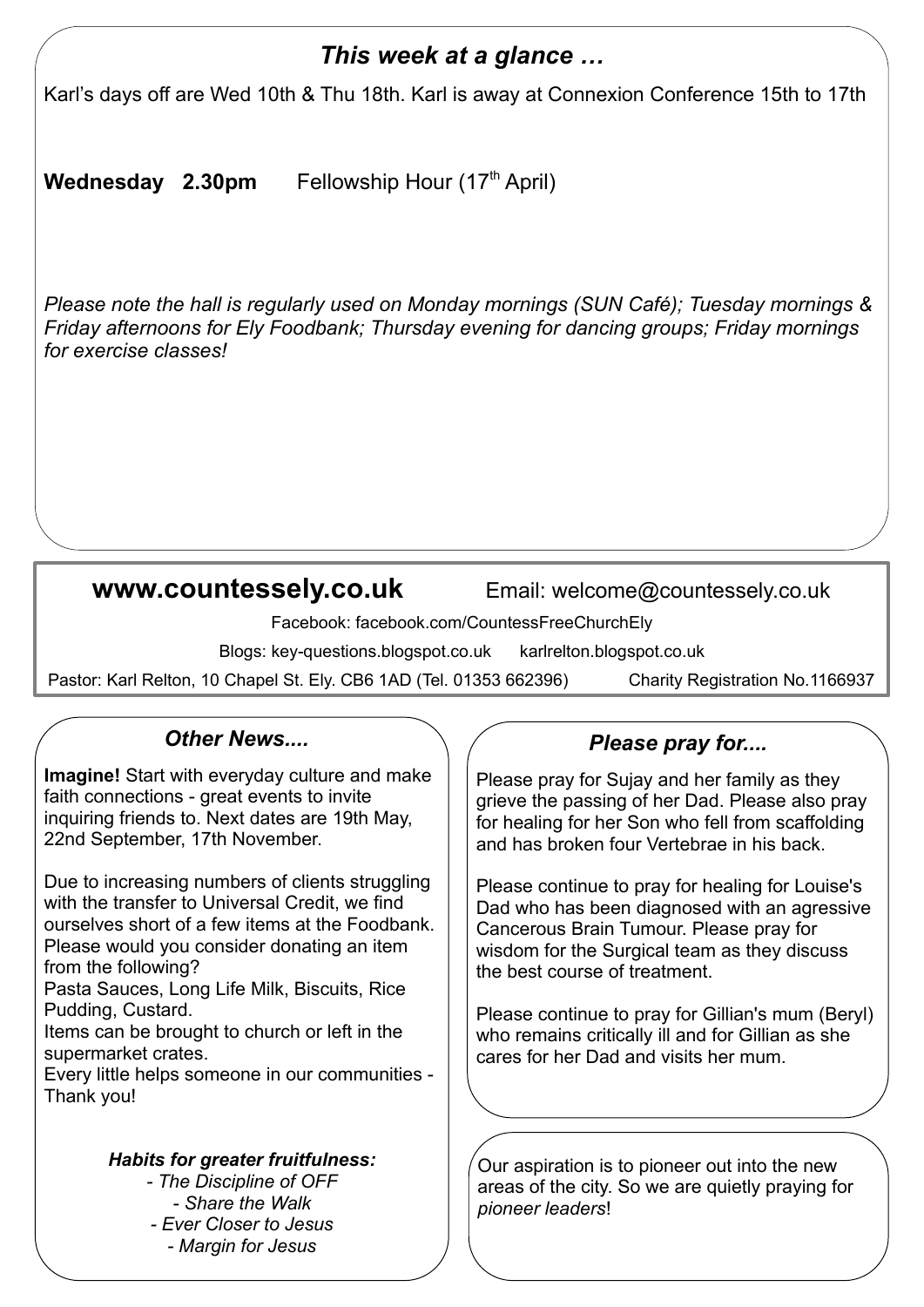## *This week at a glance …*

Karl's days off are Wed 10th & Thu 18th. Karl is away at Connexion Conference 15th to 17th

**Wednesday 2.30pm** Fellowship Hour (17th April)

*Please note the hall is regularly used on Monday mornings (SUN Café); Tuesday mornings & Friday afternoons for Ely Foodbank; Thursday evening for dancing groups; Friday mornings for exercise classes!*

---

**www.countessely.co.uk** Email: welcome@countessely.co.uk

Facebook: facebook.com/CountessFreeChurchEly

Blogs: key-questions.blogspot.co.uk karlrelton.blogspot.co.uk

Pastor: Karl Relton, 10 Chapel St. Ely. CB6 1AD (Tel. 01353 662396) Charity Registration No.1166937

---

## *Other News....*

**Imagine!** Start with everyday culture and make faith connections - great events to invite inquiring friends to. Next dates are 19th May, 22nd September, 17th November.

Due to increasing numbers of clients struggling with the transfer to Universal Credit, we find ourselves short of a few items at the Foodbank. Please would you consider donating an item from the following?
Pasta Sauces, Long Life Milk, Biscuits, Rice Pudding, Custard.
Items can be brought to church or left in the supermarket crates.
Every little helps someone in our communities - Thank you!

***Habits for greater fruitfulness:***

*- The Discipline of OFF*
*- Share the Walk*
*- Ever Closer to Jesus*
*- Margin for Jesus*

## *Please pray for....*

Please pray for Sujay and her family as they grieve the passing of her Dad. Please also pray for healing for her Son who fell from scaffolding and has broken four Vertebrae in his back.

Please continue to pray for healing for Louise's Dad who has been diagnosed with an agressive Cancerous Brain Tumour. Please pray for wisdom for the Surgical team as they discuss the best course of treatment.

Please continue to pray for Gillian's mum (Beryl) who remains critically ill and for Gillian as she cares for her Dad and visits her mum.

Our aspiration is to pioneer out into the new areas of the city. So we are quietly praying for *pioneer leaders*!